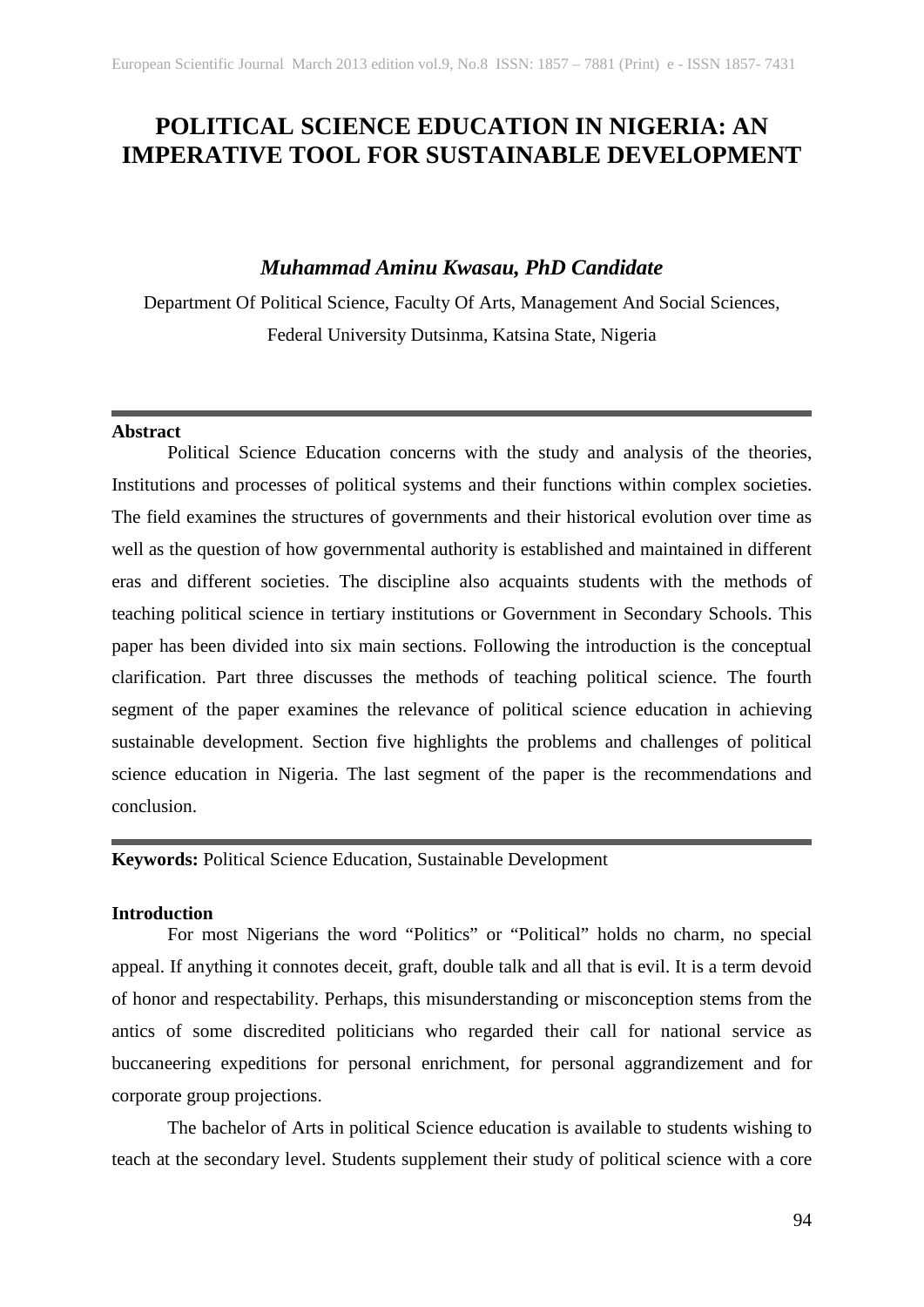# POLITICAL SCIENCE EDUCATION IN NIGERIA: AN IMPERATIVE TOOL FOR SUSTAINABLE DEVELOPMENT

***Muhammad Aminu Kwasau, PhD Candidate***

Department Of Political Science, Faculty Of Arts, Management And Social Sciences, Federal University Dutsinma, Katsina State, Nigeria

---

**Abstract**

Political Science Education concerns with the study and analysis of the theories, Institutions and processes of political systems and their functions within complex societies. The field examines the structures of governments and their historical evolution over time as well as the question of how governmental authority is established and maintained in different eras and different societies. The discipline also acquaints students with the methods of teaching political science in tertiary institutions or Government in Secondary Schools. This paper has been divided into six main sections. Following the introduction is the conceptual clarification. Part three discusses the methods of teaching political science. The fourth segment of the paper examines the relevance of political science education in achieving sustainable development. Section five highlights the problems and challenges of political science education in Nigeria. The last segment of the paper is the recommendations and conclusion.

---

**Keywords:** Political Science Education, Sustainable Development

**Introduction**

For most Nigerians the word "Politics" or "Political" holds no charm, no special appeal. If anything it connotes deceit, graft, double talk and all that is evil. It is a term devoid of honor and respectability. Perhaps, this misunderstanding or misconception stems from the antics of some discredited politicians who regarded their call for national service as buccaneering expeditions for personal enrichment, for personal aggrandizement and for corporate group projections.

The bachelor of Arts in political Science education is available to students wishing to teach at the secondary level. Students supplement their study of political science with a core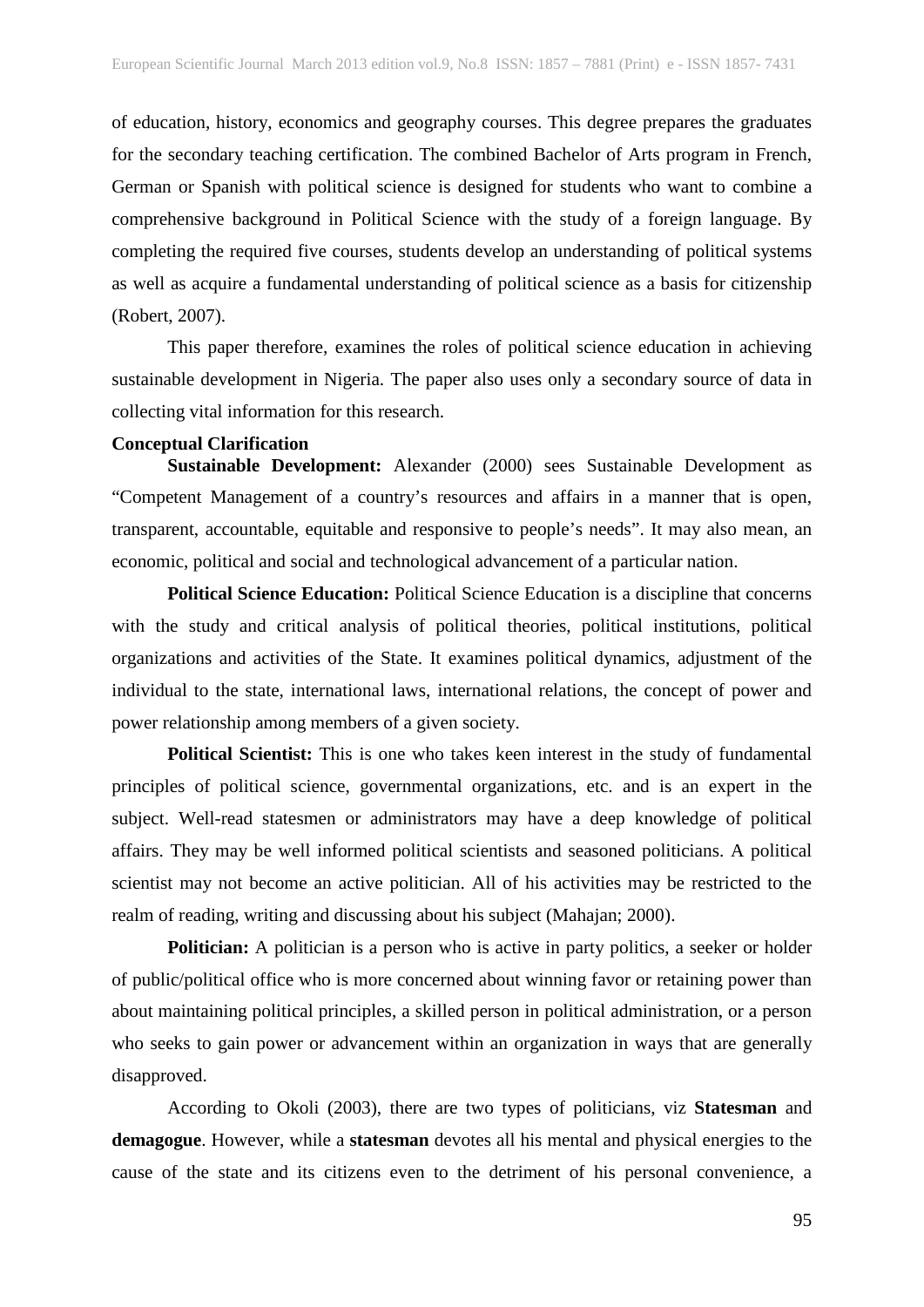of education, history, economics and geography courses. This degree prepares the graduates for the secondary teaching certification. The combined Bachelor of Arts program in French, German or Spanish with political science is designed for students who want to combine a comprehensive background in Political Science with the study of a foreign language. By completing the required five courses, students develop an understanding of political systems as well as acquire a fundamental understanding of political science as a basis for citizenship (Robert, 2007).

This paper therefore, examines the roles of political science education in achieving sustainable development in Nigeria. The paper also uses only a secondary source of data in collecting vital information for this research.

**Conceptual Clarification**

**Sustainable Development:** Alexander (2000) sees Sustainable Development as "Competent Management of a country's resources and affairs in a manner that is open, transparent, accountable, equitable and responsive to people's needs". It may also mean, an economic, political and social and technological advancement of a particular nation.

**Political Science Education:** Political Science Education is a discipline that concerns with the study and critical analysis of political theories, political institutions, political organizations and activities of the State. It examines political dynamics, adjustment of the individual to the state, international laws, international relations, the concept of power and power relationship among members of a given society.

**Political Scientist:** This is one who takes keen interest in the study of fundamental principles of political science, governmental organizations, etc. and is an expert in the subject. Well-read statesmen or administrators may have a deep knowledge of political affairs. They may be well informed political scientists and seasoned politicians. A political scientist may not become an active politician. All of his activities may be restricted to the realm of reading, writing and discussing about his subject (Mahajan; 2000).

**Politician:** A politician is a person who is active in party politics, a seeker or holder of public/political office who is more concerned about winning favor or retaining power than about maintaining political principles, a skilled person in political administration, or a person who seeks to gain power or advancement within an organization in ways that are generally disapproved.

According to Okoli (2003), there are two types of politicians, viz **Statesman** and **demagogue**. However, while a **statesman** devotes all his mental and physical energies to the cause of the state and its citizens even to the detriment of his personal convenience, a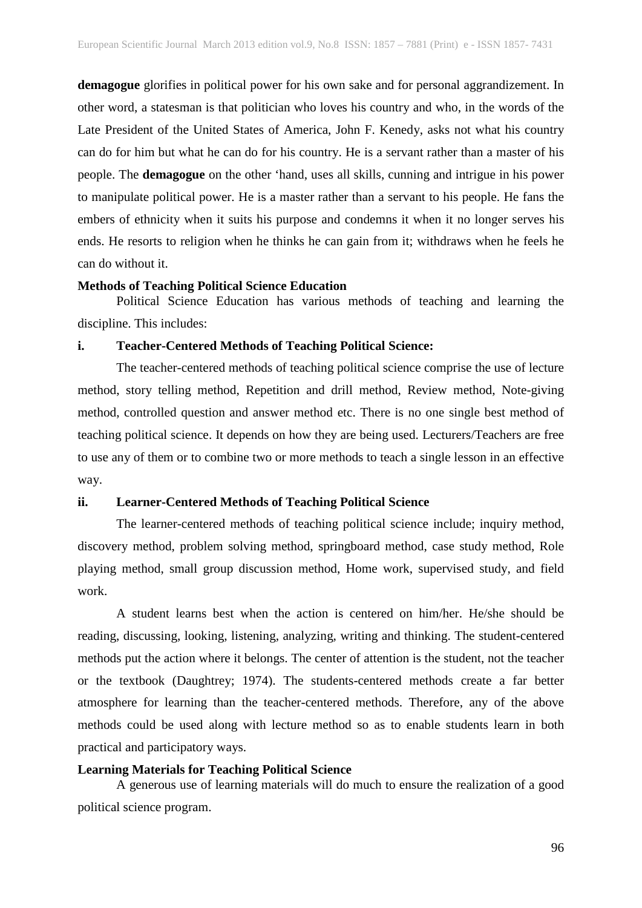**demagogue** glorifies in political power for his own sake and for personal aggrandizement. In other word, a statesman is that politician who loves his country and who, in the words of the Late President of the United States of America, John F. Kenedy, asks not what his country can do for him but what he can do for his country. He is a servant rather than a master of his people. The **demagogue** on the other 'hand, uses all skills, cunning and intrigue in his power to manipulate political power. He is a master rather than a servant to his people. He fans the embers of ethnicity when it suits his purpose and condemns it when it no longer serves his ends. He resorts to religion when he thinks he can gain from it; withdraws when he feels he can do without it.

**Methods of Teaching Political Science Education**

Political Science Education has various methods of teaching and learning the discipline. This includes:

**i. Teacher-Centered Methods of Teaching Political Science:**

The teacher-centered methods of teaching political science comprise the use of lecture method, story telling method, Repetition and drill method, Review method, Note-giving method, controlled question and answer method etc. There is no one single best method of teaching political science. It depends on how they are being used. Lecturers/Teachers are free to use any of them or to combine two or more methods to teach a single lesson in an effective way.

**ii. Learner-Centered Methods of Teaching Political Science**

The learner-centered methods of teaching political science include; inquiry method, discovery method, problem solving method, springboard method, case study method, Role playing method, small group discussion method, Home work, supervised study, and field work.

A student learns best when the action is centered on him/her. He/she should be reading, discussing, looking, listening, analyzing, writing and thinking. The student-centered methods put the action where it belongs. The center of attention is the student, not the teacher or the textbook (Daughtrey; 1974). The students-centered methods create a far better atmosphere for learning than the teacher-centered methods. Therefore, any of the above methods could be used along with lecture method so as to enable students learn in both practical and participatory ways.

**Learning Materials for Teaching Political Science**

A generous use of learning materials will do much to ensure the realization of a good political science program.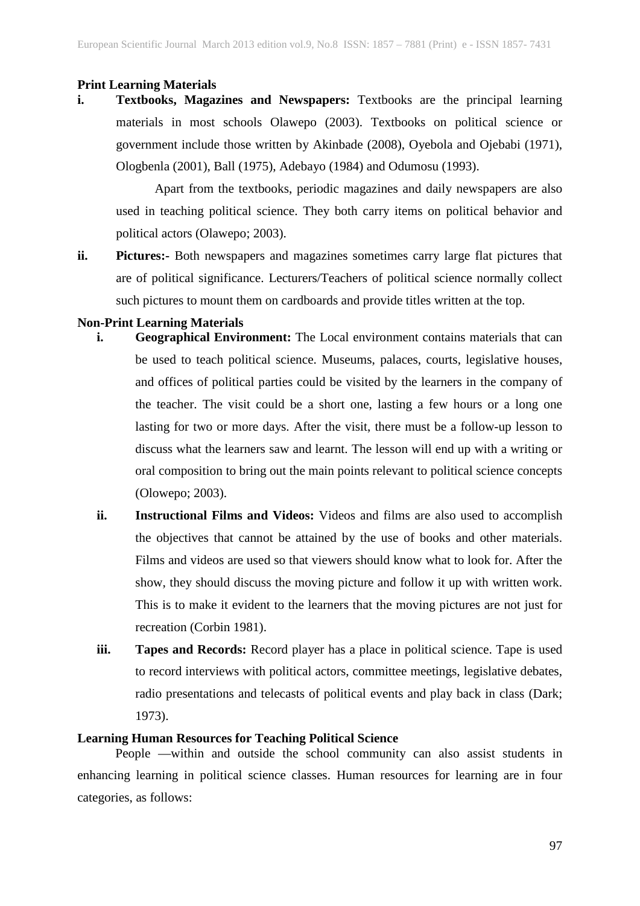**Print Learning Materials**

**i. Textbooks, Magazines and Newspapers:** Textbooks are the principal learning materials in most schools Olawepo (2003). Textbooks on political science or government include those written by Akinbade (2008), Oyebola and Ojebabi (1971), Ologbenla (2001), Ball (1975), Adebayo (1984) and Odumosu (1993).

Apart from the textbooks, periodic magazines and daily newspapers are also used in teaching political science. They both carry items on political behavior and political actors (Olawepo; 2003).

**ii. Pictures:-** Both newspapers and magazines sometimes carry large flat pictures that are of political significance. Lecturers/Teachers of political science normally collect such pictures to mount them on cardboards and provide titles written at the top.

**Non-Print Learning Materials**

**i. Geographical Environment:** The Local environment contains materials that can be used to teach political science. Museums, palaces, courts, legislative houses, and offices of political parties could be visited by the learners in the company of the teacher. The visit could be a short one, lasting a few hours or a long one lasting for two or more days. After the visit, there must be a follow-up lesson to discuss what the learners saw and learnt. The lesson will end up with a writing or oral composition to bring out the main points relevant to political science concepts (Olowepo; 2003).

**ii. Instructional Films and Videos:** Videos and films are also used to accomplish the objectives that cannot be attained by the use of books and other materials. Films and videos are used so that viewers should know what to look for. After the show, they should discuss the moving picture and follow it up with written work. This is to make it evident to the learners that the moving pictures are not just for recreation (Corbin 1981).

**iii. Tapes and Records:** Record player has a place in political science. Tape is used to record interviews with political actors, committee meetings, legislative debates, radio presentations and telecasts of political events and play back in class (Dark; 1973).

**Learning Human Resources for Teaching Political Science**

People —within and outside the school community can also assist students in enhancing learning in political science classes. Human resources for learning are in four categories, as follows: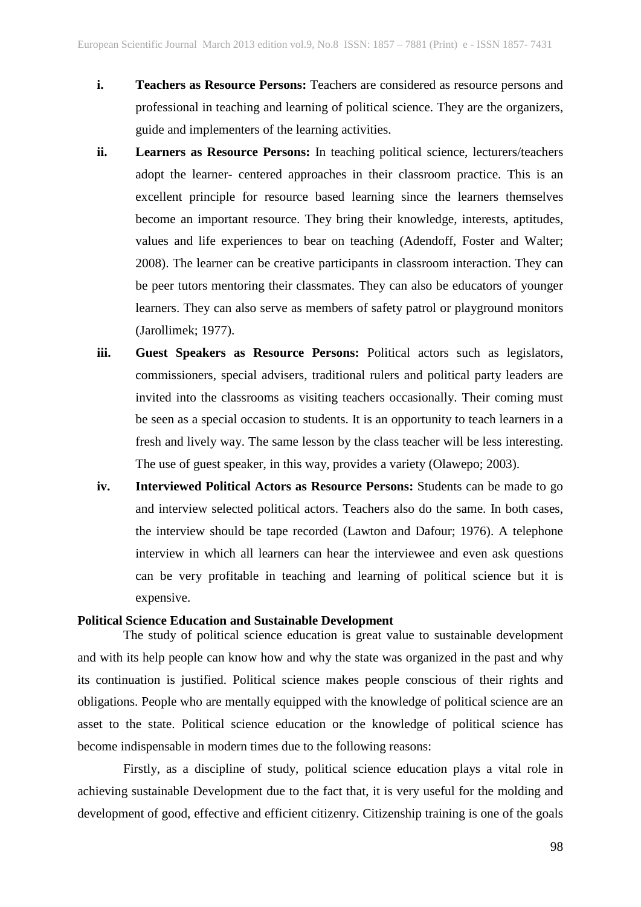i. **Teachers as Resource Persons:** Teachers are considered as resource persons and professional in teaching and learning of political science. They are the organizers, guide and implementers of the learning activities.

ii. **Learners as Resource Persons:** In teaching political science, lecturers/teachers adopt the learner- centered approaches in their classroom practice. This is an excellent principle for resource based learning since the learners themselves become an important resource. They bring their knowledge, interests, aptitudes, values and life experiences to bear on teaching (Adendoff, Foster and Walter; 2008). The learner can be creative participants in classroom interaction. They can be peer tutors mentoring their classmates. They can also be educators of younger learners. They can also serve as members of safety patrol or playground monitors (Jarollimek; 1977).

iii. **Guest Speakers as Resource Persons:** Political actors such as legislators, commissioners, special advisers, traditional rulers and political party leaders are invited into the classrooms as visiting teachers occasionally. Their coming must be seen as a special occasion to students. It is an opportunity to teach learners in a fresh and lively way. The same lesson by the class teacher will be less interesting. The use of guest speaker, in this way, provides a variety (Olawepo; 2003).

iv. **Interviewed Political Actors as Resource Persons:** Students can be made to go and interview selected political actors. Teachers also do the same. In both cases, the interview should be tape recorded (Lawton and Dafour; 1976). A telephone interview in which all learners can hear the interviewee and even ask questions can be very profitable in teaching and learning of political science but it is expensive.

**Political Science Education and Sustainable Development**

The study of political science education is great value to sustainable development and with its help people can know how and why the state was organized in the past and why its continuation is justified. Political science makes people conscious of their rights and obligations. People who are mentally equipped with the knowledge of political science are an asset to the state. Political science education or the knowledge of political science has become indispensable in modern times due to the following reasons:

Firstly, as a discipline of study, political science education plays a vital role in achieving sustainable Development due to the fact that, it is very useful for the molding and development of good, effective and efficient citizenry. Citizenship training is one of the goals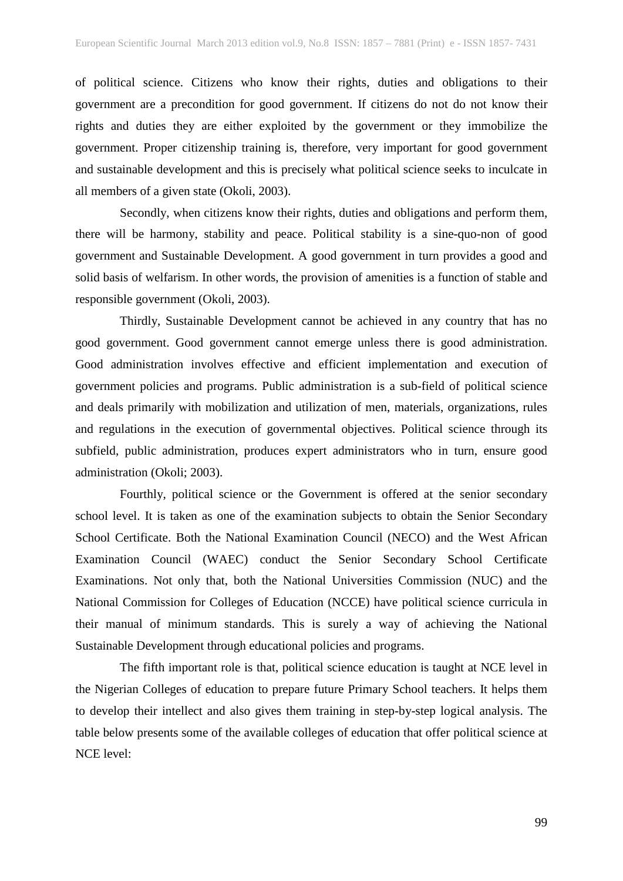of political science. Citizens who know their rights, duties and obligations to their government are a precondition for good government. If citizens do not do not know their rights and duties they are either exploited by the government or they immobilize the government. Proper citizenship training is, therefore, very important for good government and sustainable development and this is precisely what political science seeks to inculcate in all members of a given state (Okoli, 2003).

Secondly, when citizens know their rights, duties and obligations and perform them, there will be harmony, stability and peace. Political stability is a sine-quo-non of good government and Sustainable Development. A good government in turn provides a good and solid basis of welfarism. In other words, the provision of amenities is a function of stable and responsible government (Okoli, 2003).

Thirdly, Sustainable Development cannot be achieved in any country that has no good government. Good government cannot emerge unless there is good administration. Good administration involves effective and efficient implementation and execution of government policies and programs. Public administration is a sub-field of political science and deals primarily with mobilization and utilization of men, materials, organizations, rules and regulations in the execution of governmental objectives. Political science through its subfield, public administration, produces expert administrators who in turn, ensure good administration (Okoli; 2003).

Fourthly, political science or the Government is offered at the senior secondary school level. It is taken as one of the examination subjects to obtain the Senior Secondary School Certificate. Both the National Examination Council (NECO) and the West African Examination Council (WAEC) conduct the Senior Secondary School Certificate Examinations. Not only that, both the National Universities Commission (NUC) and the National Commission for Colleges of Education (NCCE) have political science curricula in their manual of minimum standards. This is surely a way of achieving the National Sustainable Development through educational policies and programs.

The fifth important role is that, political science education is taught at NCE level in the Nigerian Colleges of education to prepare future Primary School teachers. It helps them to develop their intellect and also gives them training in step-by-step logical analysis. The table below presents some of the available colleges of education that offer political science at NCE level: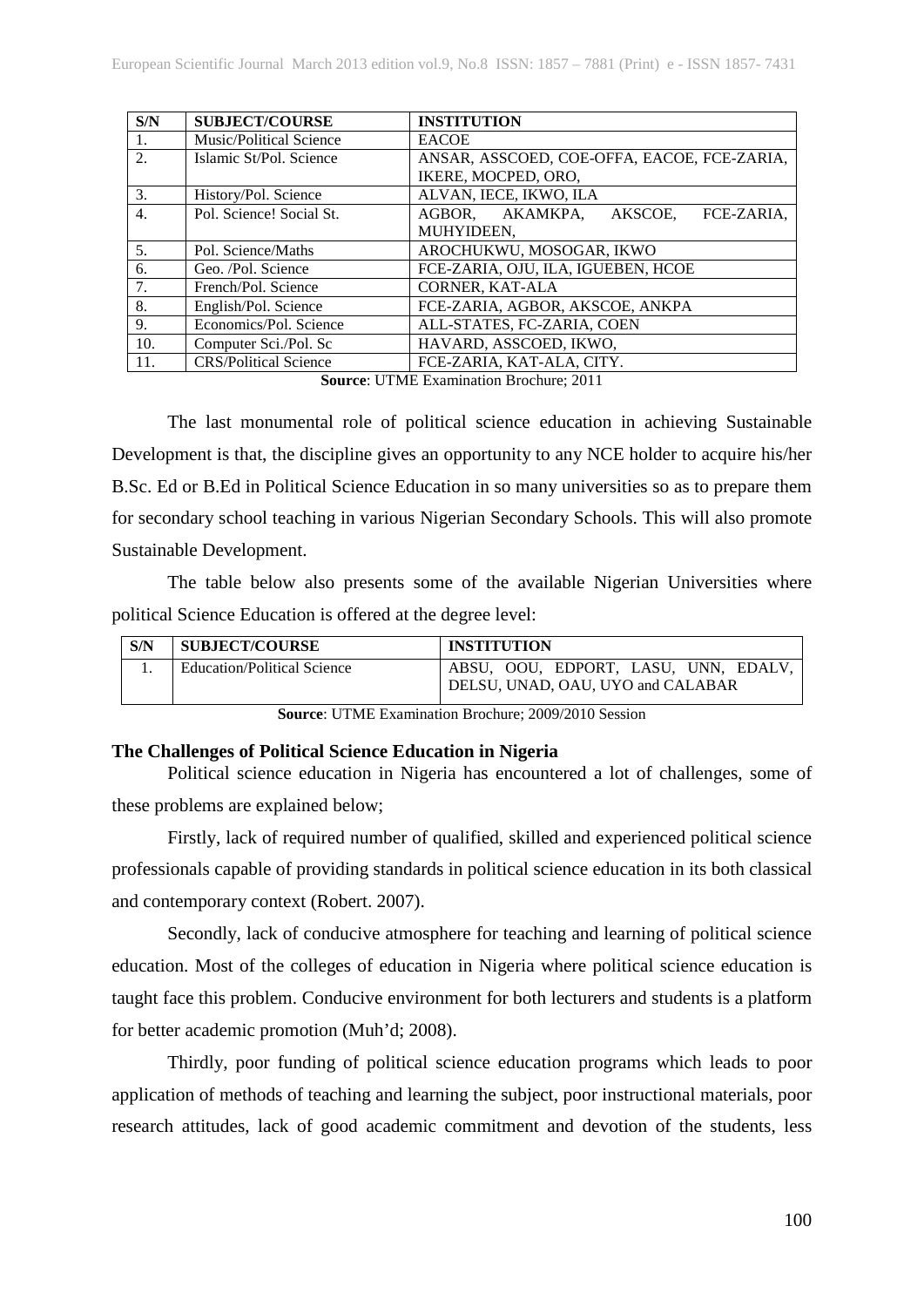| S/N | SUBJECT/COURSE | INSTITUTION |
|---|---|---|
| 1. | Music/Political Science | EACOE |
| 2. | Islamic St/Pol. Science | ANSAR, ASSCOED, COE-OFFA, EACOE, FCE-ZARIA, IKERE, MOCPED, ORO, |
| 3. | History/Pol. Science | ALVAN, IECE, IKWO, ILA |
| 4. | Pol. Science! Social St. | AGBOR, AKAMKPA, AKSCOE, FCE-ZARIA, MUHYIDEEN, |
| 5. | Pol. Science/Maths | AROCHUKWU, MOSOGAR, IKWO |
| 6. | Geo. /Pol. Science | FCE-ZARIA, OJU, ILA, IGUEBEN, HCOE |
| 7. | French/Pol. Science | CORNER, KAT-ALA |
| 8. | English/Pol. Science | FCE-ZARIA, AGBOR, AKSCOE, ANKPA |
| 9. | Economics/Pol. Science | ALL-STATES, FC-ZARIA, COEN |
| 10. | Computer Sci./Pol. Sc | HAVARD, ASSCOED, IKWO, |
| 11. | CRS/Political Science | FCE-ZARIA, KAT-ALA, CITY. |

**Source**: UTME Examination Brochure; 2011

The last monumental role of political science education in achieving Sustainable Development is that, the discipline gives an opportunity to any NCE holder to acquire his/her B.Sc. Ed or B.Ed in Political Science Education in so many universities so as to prepare them for secondary school teaching in various Nigerian Secondary Schools. This will also promote Sustainable Development.

The table below also presents some of the available Nigerian Universities where political Science Education is offered at the degree level:

| S/N | SUBJECT/COURSE | INSTITUTION |
|---|---|---|
| 1. | Education/Political Science | ABSU, OOU, EDPORT, LASU, UNN, EDALV, DELSU, UNAD, OAU, UYO and CALABAR |

**Source**: UTME Examination Brochure; 2009/2010 Session

**The Challenges of Political Science Education in Nigeria**

Political science education in Nigeria has encountered a lot of challenges, some of these problems are explained below;

Firstly, lack of required number of qualified, skilled and experienced political science professionals capable of providing standards in political science education in its both classical and contemporary context (Robert. 2007).

Secondly, lack of conducive atmosphere for teaching and learning of political science education. Most of the colleges of education in Nigeria where political science education is taught face this problem. Conducive environment for both lecturers and students is a platform for better academic promotion (Muh'd; 2008).

Thirdly, poor funding of political science education programs which leads to poor application of methods of teaching and learning the subject, poor instructional materials, poor research attitudes, lack of good academic commitment and devotion of the students, less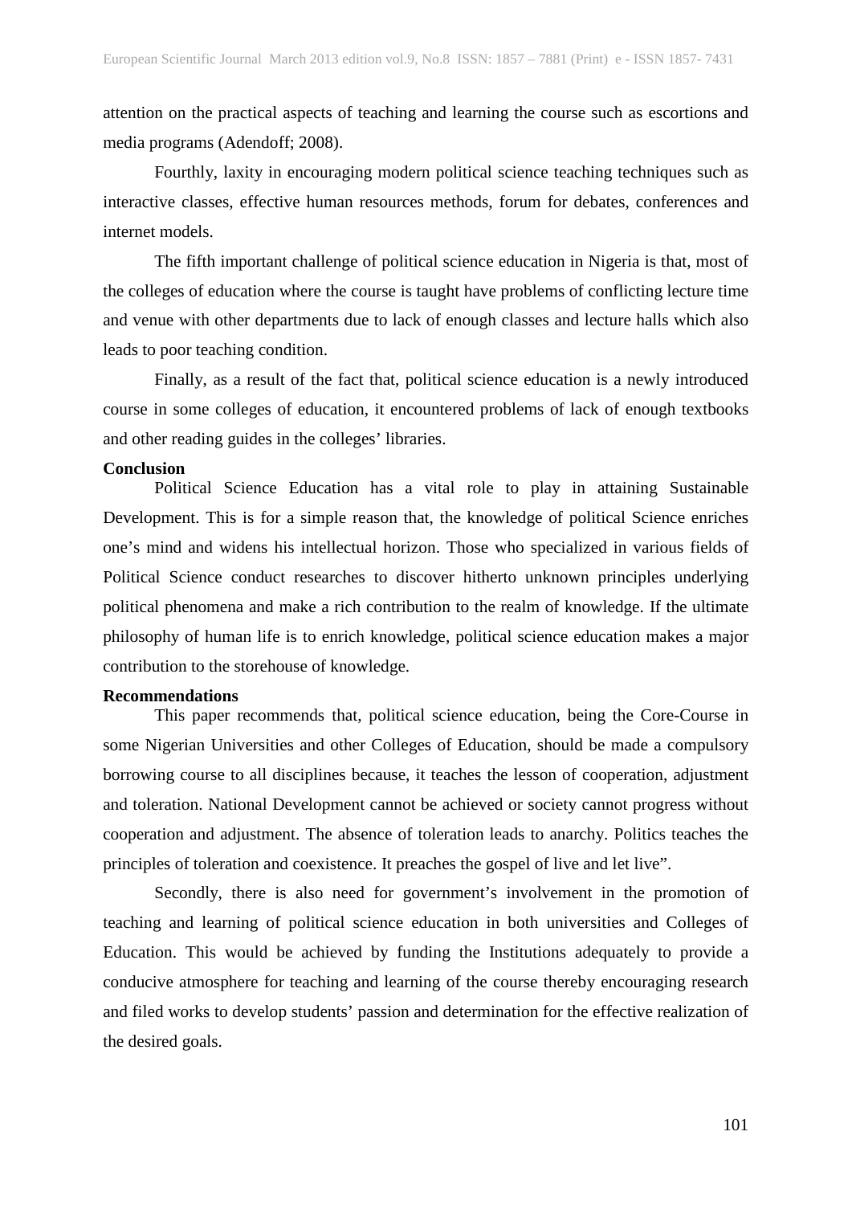attention on the practical aspects of teaching and learning the course such as escortions and media programs (Adendoff; 2008).

Fourthly, laxity in encouraging modern political science teaching techniques such as interactive classes, effective human resources methods, forum for debates, conferences and internet models.

The fifth important challenge of political science education in Nigeria is that, most of the colleges of education where the course is taught have problems of conflicting lecture time and venue with other departments due to lack of enough classes and lecture halls which also leads to poor teaching condition.

Finally, as a result of the fact that, political science education is a newly introduced course in some colleges of education, it encountered problems of lack of enough textbooks and other reading guides in the colleges' libraries.

**Conclusion**

Political Science Education has a vital role to play in attaining Sustainable Development. This is for a simple reason that, the knowledge of political Science enriches one's mind and widens his intellectual horizon. Those who specialized in various fields of Political Science conduct researches to discover hitherto unknown principles underlying political phenomena and make a rich contribution to the realm of knowledge. If the ultimate philosophy of human life is to enrich knowledge, political science education makes a major contribution to the storehouse of knowledge.

**Recommendations**

This paper recommends that, political science education, being the Core-Course in some Nigerian Universities and other Colleges of Education, should be made a compulsory borrowing course to all disciplines because, it teaches the lesson of cooperation, adjustment and toleration. National Development cannot be achieved or society cannot progress without cooperation and adjustment. The absence of toleration leads to anarchy. Politics teaches the principles of toleration and coexistence. It preaches the gospel of live and let live".

Secondly, there is also need for government's involvement in the promotion of teaching and learning of political science education in both universities and Colleges of Education. This would be achieved by funding the Institutions adequately to provide a conducive atmosphere for teaching and learning of the course thereby encouraging research and filed works to develop students' passion and determination for the effective realization of the desired goals.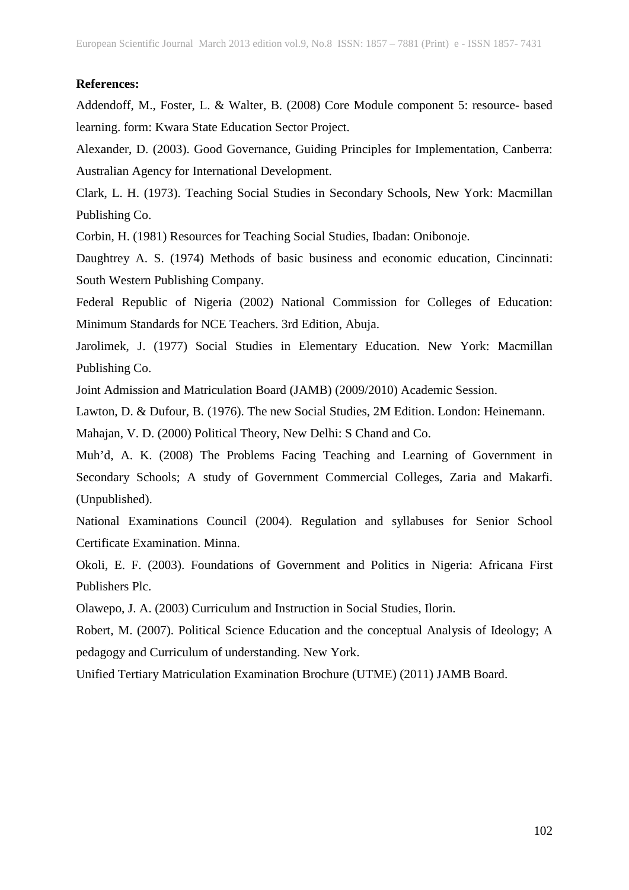**References:**

Addendoff, M., Foster, L. & Walter, B. (2008) Core Module component 5: resource- based learning. form: Kwara State Education Sector Project.

Alexander, D. (2003). Good Governance, Guiding Principles for Implementation, Canberra: Australian Agency for International Development.

Clark, L. H. (1973). Teaching Social Studies in Secondary Schools, New York: Macmillan Publishing Co.

Corbin, H. (1981) Resources for Teaching Social Studies, Ibadan: Onibonoje.

Daughtrey A. S. (1974) Methods of basic business and economic education, Cincinnati: South Western Publishing Company.

Federal Republic of Nigeria (2002) National Commission for Colleges of Education: Minimum Standards for NCE Teachers. 3rd Edition, Abuja.

Jarolimek, J. (1977) Social Studies in Elementary Education. New York: Macmillan Publishing Co.

Joint Admission and Matriculation Board (JAMB) (2009/2010) Academic Session.

Lawton, D. & Dufour, B. (1976). The new Social Studies, 2M Edition. London: Heinemann.

Mahajan, V. D. (2000) Political Theory, New Delhi: S Chand and Co.

Muh'd, A. K. (2008) The Problems Facing Teaching and Learning of Government in Secondary Schools; A study of Government Commercial Colleges, Zaria and Makarfi. (Unpublished).

National Examinations Council (2004). Regulation and syllabuses for Senior School Certificate Examination. Minna.

Okoli, E. F. (2003). Foundations of Government and Politics in Nigeria: Africana First Publishers Plc.

Olawepo, J. A. (2003) Curriculum and Instruction in Social Studies, Ilorin.

Robert, M. (2007). Political Science Education and the conceptual Analysis of Ideology; A pedagogy and Curriculum of understanding. New York.

Unified Tertiary Matriculation Examination Brochure (UTME) (2011) JAMB Board.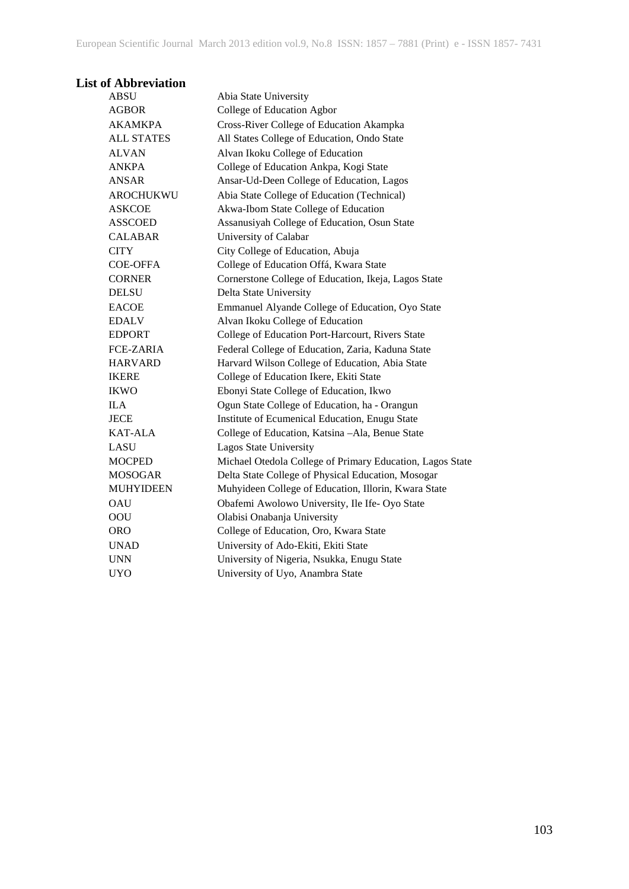## List of Abbreviation

| | |
|---|---|
| ABSU | Abia State University |
| AGBOR | College of Education Agbor |
| AKAMKPA | Cross-River College of Education Akampka |
| ALL STATES | All States College of Education, Ondo State |
| ALVAN | Alvan Ikoku College of Education |
| ANKPA | College of Education Ankpa, Kogi State |
| ANSAR | Ansar-Ud-Deen College of Education, Lagos |
| AROCHUKWU | Abia State College of Education (Technical) |
| ASKCOE | Akwa-Ibom State College of Education |
| ASSCOED | Assanusiyah College of Education, Osun State |
| CALABAR | University of Calabar |
| CITY | City College of Education, Abuja |
| COE-OFFA | College of Education Offá, Kwara State |
| CORNER | Cornerstone College of Education, Ikeja, Lagos State |
| DELSU | Delta State University |
| EACOE | Emmanuel Alyande College of Education, Oyo State |
| EDALV | Alvan Ikoku College of Education |
| EDPORT | College of Education Port-Harcourt, Rivers State |
| FCE-ZARIA | Federal College of Education, Zaria, Kaduna State |
| HARVARD | Harvard Wilson College of Education, Abia State |
| IKERE | College of Education Ikere, Ekiti State |
| IKWO | Ebonyi State College of Education, Ikwo |
| ILA | Ogun State College of Education, ha - Orangun |
| JECE | Institute of Ecumenical Education, Enugu State |
| KAT-ALA | College of Education, Katsina –Ala, Benue State |
| LASU | Lagos State University |
| MOCPED | Michael Otedola College of Primary Education, Lagos State |
| MOSOGAR | Delta State College of Physical Education, Mosogar |
| MUHYIDEEN | Muhyideen College of Education, Illorin, Kwara State |
| OAU | Obafemi Awolowo University, Ile Ife- Oyo State |
| OOU | Olabisi Onabanja University |
| ORO | College of Education, Oro, Kwara State |
| UNAD | University of Ado-Ekiti, Ekiti State |
| UNN | University of Nigeria, Nsukka, Enugu State |
| UYO | University of Uyo, Anambra State |